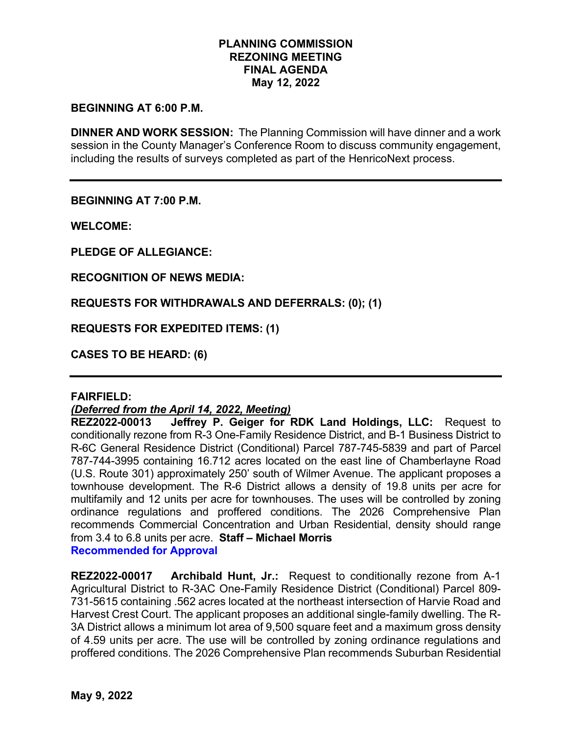# PLANNING COMMISSION
## REZONING MEETING
## FINAL AGENDA
## May 12, 2022

**BEGINNING AT 6:00 P.M.**

**DINNER AND WORK SESSION:** The Planning Commission will have dinner and a work session in the County Manager's Conference Room to discuss community engagement, including the results of surveys completed as part of the HenricoNext process.

---

**BEGINNING AT 7:00 P.M.**

**WELCOME:**

**PLEDGE OF ALLEGIANCE:**

**RECOGNITION OF NEWS MEDIA:**

**REQUESTS FOR WITHDRAWALS AND DEFERRALS: (0); (1)**

**REQUESTS FOR EXPEDITED ITEMS: (1)**

**CASES TO BE HEARD: (6)**

---

**FAIRFIELD:**

***(Deferred from the April 14, 2022, Meeting)***

**REZ2022-00013 Jeffrey P. Geiger for RDK Land Holdings, LLC:** Request to conditionally rezone from R-3 One-Family Residence District, and B-1 Business District to R-6C General Residence District (Conditional) Parcel 787-745-5839 and part of Parcel 787-744-3995 containing 16.712 acres located on the east line of Chamberlayne Road (U.S. Route 301) approximately 250' south of Wilmer Avenue. The applicant proposes a townhouse development. The R-6 District allows a density of 19.8 units per acre for multifamily and 12 units per acre for townhouses. The uses will be controlled by zoning ordinance regulations and proffered conditions. The 2026 Comprehensive Plan recommends Commercial Concentration and Urban Residential, density should range from 3.4 to 6.8 units per acre. **Staff – Michael Morris**

**Recommended for Approval**

**REZ2022-00017 Archibald Hunt, Jr.:** Request to conditionally rezone from A-1 Agricultural District to R-3AC One-Family Residence District (Conditional) Parcel 809-731-5615 containing .562 acres located at the northeast intersection of Harvie Road and Harvest Crest Court. The applicant proposes an additional single-family dwelling. The R-3A District allows a minimum lot area of 9,500 square feet and a maximum gross density of 4.59 units per acre. The use will be controlled by zoning ordinance regulations and proffered conditions. The 2026 Comprehensive Plan recommends Suburban Residential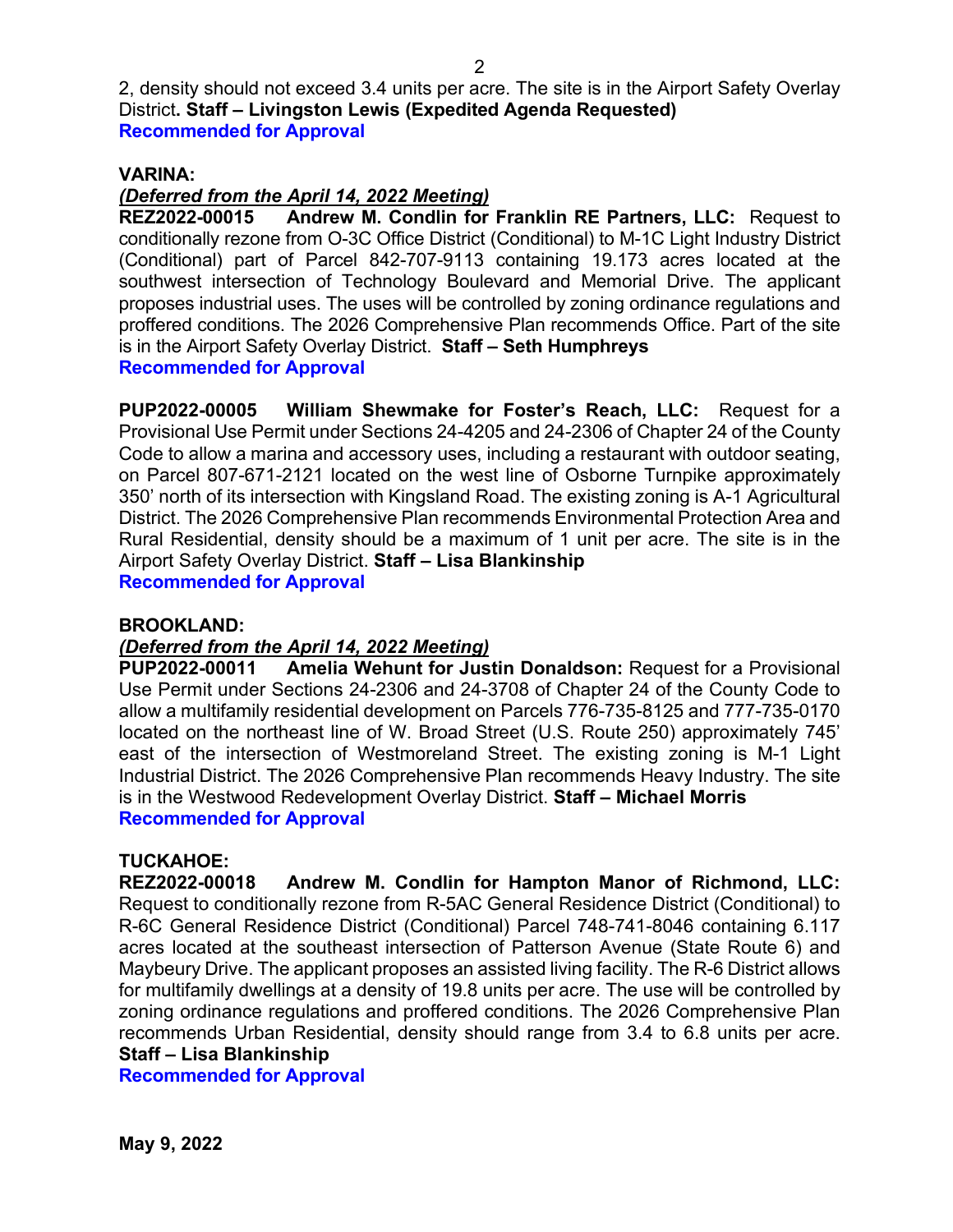2, density should not exceed 3.4 units per acre. The site is in the Airport Safety Overlay District**. Staff – Livingston Lewis (Expedited Agenda Requested)**
**Recommended for Approval**

**VARINA:**

***(Deferred from the April 14, 2022 Meeting)***
**REZ2022-00015 Andrew M. Condlin for Franklin RE Partners, LLC:** Request to conditionally rezone from O-3C Office District (Conditional) to M-1C Light Industry District (Conditional) part of Parcel 842-707-9113 containing 19.173 acres located at the southwest intersection of Technology Boulevard and Memorial Drive. The applicant proposes industrial uses. The uses will be controlled by zoning ordinance regulations and proffered conditions. The 2026 Comprehensive Plan recommends Office. Part of the site is in the Airport Safety Overlay District. **Staff – Seth Humphreys**
**Recommended for Approval**

**PUP2022-00005 William Shewmake for Foster's Reach, LLC:** Request for a Provisional Use Permit under Sections 24-4205 and 24-2306 of Chapter 24 of the County Code to allow a marina and accessory uses, including a restaurant with outdoor seating, on Parcel 807-671-2121 located on the west line of Osborne Turnpike approximately 350' north of its intersection with Kingsland Road. The existing zoning is A-1 Agricultural District. The 2026 Comprehensive Plan recommends Environmental Protection Area and Rural Residential, density should be a maximum of 1 unit per acre. The site is in the Airport Safety Overlay District. **Staff – Lisa Blankinship**
**Recommended for Approval**

**BROOKLAND:**

***(Deferred from the April 14, 2022 Meeting)***
**PUP2022-00011 Amelia Wehunt for Justin Donaldson:** Request for a Provisional Use Permit under Sections 24-2306 and 24-3708 of Chapter 24 of the County Code to allow a multifamily residential development on Parcels 776-735-8125 and 777-735-0170 located on the northeast line of W. Broad Street (U.S. Route 250) approximately 745' east of the intersection of Westmoreland Street. The existing zoning is M-1 Light Industrial District. The 2026 Comprehensive Plan recommends Heavy Industry. The site is in the Westwood Redevelopment Overlay District. **Staff – Michael Morris**
**Recommended for Approval**

**TUCKAHOE:**

**REZ2022-00018 Andrew M. Condlin for Hampton Manor of Richmond, LLC:** Request to conditionally rezone from R-5AC General Residence District (Conditional) to R-6C General Residence District (Conditional) Parcel 748-741-8046 containing 6.117 acres located at the southeast intersection of Patterson Avenue (State Route 6) and Maybeury Drive. The applicant proposes an assisted living facility. The R-6 District allows for multifamily dwellings at a density of 19.8 units per acre. The use will be controlled by zoning ordinance regulations and proffered conditions. The 2026 Comprehensive Plan recommends Urban Residential, density should range from 3.4 to 6.8 units per acre. **Staff – Lisa Blankinship**
**Recommended for Approval**

**May 9, 2022**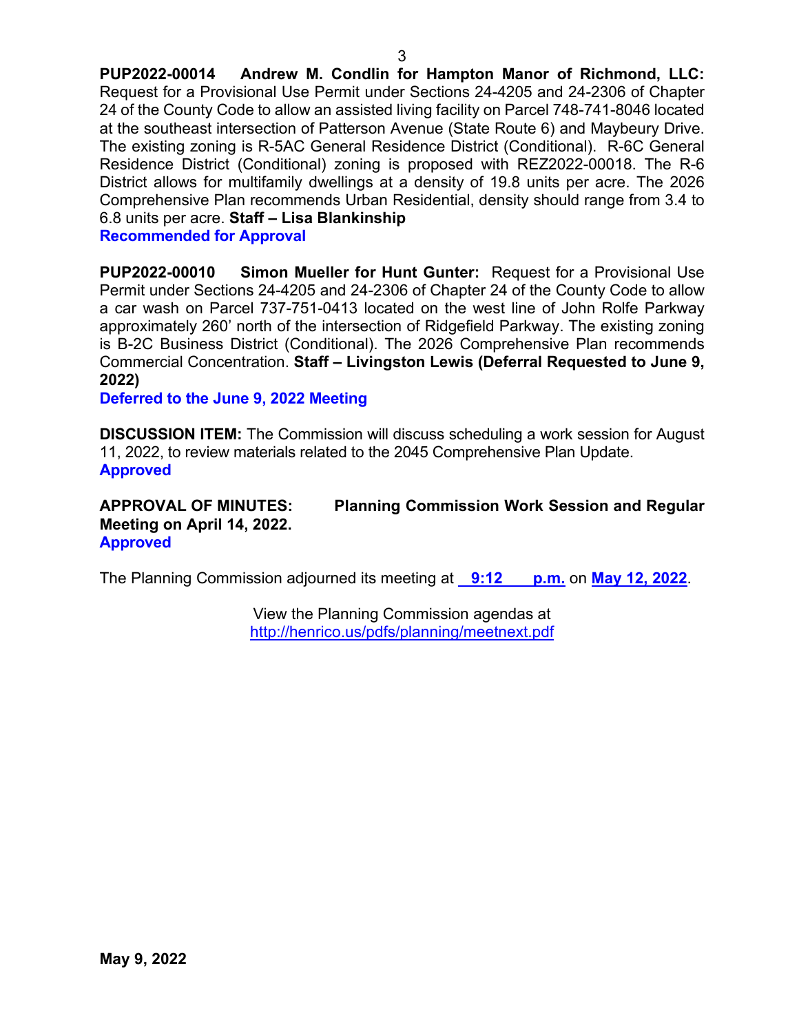**PUP2022-00014 Andrew M. Condlin for Hampton Manor of Richmond, LLC:** Request for a Provisional Use Permit under Sections 24-4205 and 24-2306 of Chapter 24 of the County Code to allow an assisted living facility on Parcel 748-741-8046 located at the southeast intersection of Patterson Avenue (State Route 6) and Maybeury Drive. The existing zoning is R-5AC General Residence District (Conditional). R-6C General Residence District (Conditional) zoning is proposed with REZ2022-00018. The R-6 District allows for multifamily dwellings at a density of 19.8 units per acre. The 2026 Comprehensive Plan recommends Urban Residential, density should range from 3.4 to 6.8 units per acre. **Staff – Lisa Blankinship**
**Recommended for Approval**

**PUP2022-00010 Simon Mueller for Hunt Gunter:** Request for a Provisional Use Permit under Sections 24-4205 and 24-2306 of Chapter 24 of the County Code to allow a car wash on Parcel 737-751-0413 located on the west line of John Rolfe Parkway approximately 260' north of the intersection of Ridgefield Parkway. The existing zoning is B-2C Business District (Conditional). The 2026 Comprehensive Plan recommends Commercial Concentration. **Staff – Livingston Lewis (Deferral Requested to June 9, 2022)**
**Deferred to the June 9, 2022 Meeting**

**DISCUSSION ITEM:** The Commission will discuss scheduling a work session for August 11, 2022, to review materials related to the 2045 Comprehensive Plan Update.
**Approved**

**APPROVAL OF MINUTES: Planning Commission Work Session and Regular Meeting on April 14, 2022.**
**Approved**

The Planning Commission adjourned its meeting at **9:12 p.m.** on **May 12, 2022**.

View the Planning Commission agendas at
http://henrico.us/pdfs/planning/meetnext.pdf

**May 9, 2022**